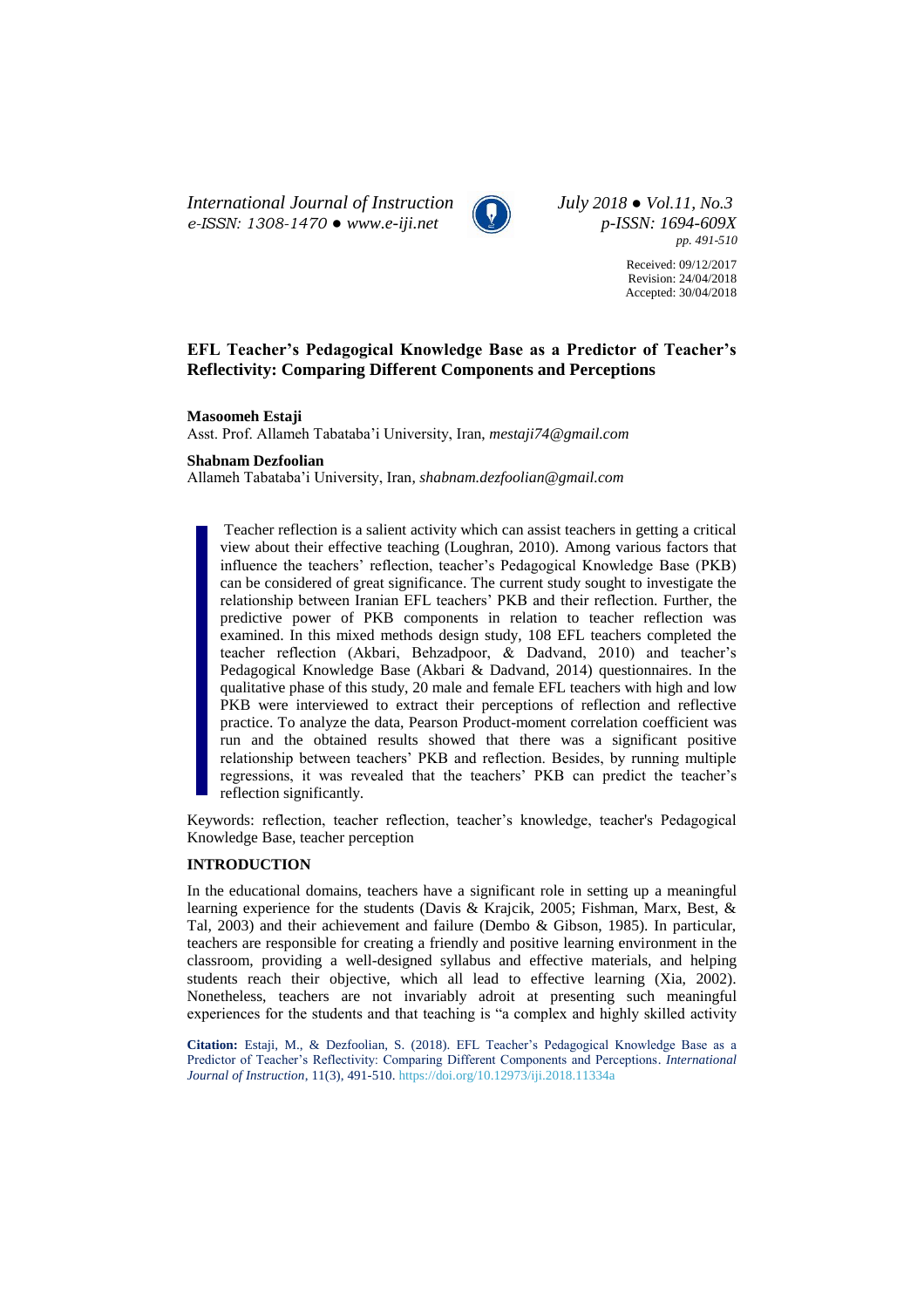# EFL Teacher's Pedagogical Knowledge Base as a Predictor of Teacher's Reflectivity: Comparing Different Components and Perceptions

Received: 09/12/2017
Revision: 24/04/2018
Accepted: 30/04/2018

**Masoomeh Estaji**
Asst. Prof. Allameh Tabataba'i University, Iran, *mestaji74@gmail.com*

**Shabnam Dezfoolian**
Allameh Tabataba'i University, Iran, *shabnam.dezfoolian@gmail.com*

Teacher reflection is a salient activity which can assist teachers in getting a critical view about their effective teaching (Loughran, 2010). Among various factors that influence the teachers' reflection, teacher's Pedagogical Knowledge Base (PKB) can be considered of great significance. The current study sought to investigate the relationship between Iranian EFL teachers' PKB and their reflection. Further, the predictive power of PKB components in relation to teacher reflection was examined. In this mixed methods design study, 108 EFL teachers completed the teacher reflection (Akbari, Behzadpoor, & Dadvand, 2010) and teacher's Pedagogical Knowledge Base (Akbari & Dadvand, 2014) questionnaires. In the qualitative phase of this study, 20 male and female EFL teachers with high and low PKB were interviewed to extract their perceptions of reflection and reflective practice. To analyze the data, Pearson Product-moment correlation coefficient was run and the obtained results showed that there was a significant positive relationship between teachers' PKB and reflection. Besides, by running multiple regressions, it was revealed that the teachers' PKB can predict the teacher's reflection significantly.

Keywords: reflection, teacher reflection, teacher's knowledge, teacher's Pedagogical Knowledge Base, teacher perception

## INTRODUCTION

In the educational domains, teachers have a significant role in setting up a meaningful learning experience for the students (Davis & Krajcik, 2005; Fishman, Marx, Best, & Tal, 2003) and their achievement and failure (Dembo & Gibson, 1985). In particular, teachers are responsible for creating a friendly and positive learning environment in the classroom, providing a well-designed syllabus and effective materials, and helping students reach their objective, which all lead to effective learning (Xia, 2002). Nonetheless, teachers are not invariably adroit at presenting such meaningful experiences for the students and that teaching is "a complex and highly skilled activity

**Citation:** Estaji, M., & Dezfoolian, S. (2018). EFL Teacher's Pedagogical Knowledge Base as a Predictor of Teacher's Reflectivity: Comparing Different Components and Perceptions. *International Journal of Instruction*, 11(3), 491-510. https://doi.org/10.12973/iji.2018.11334a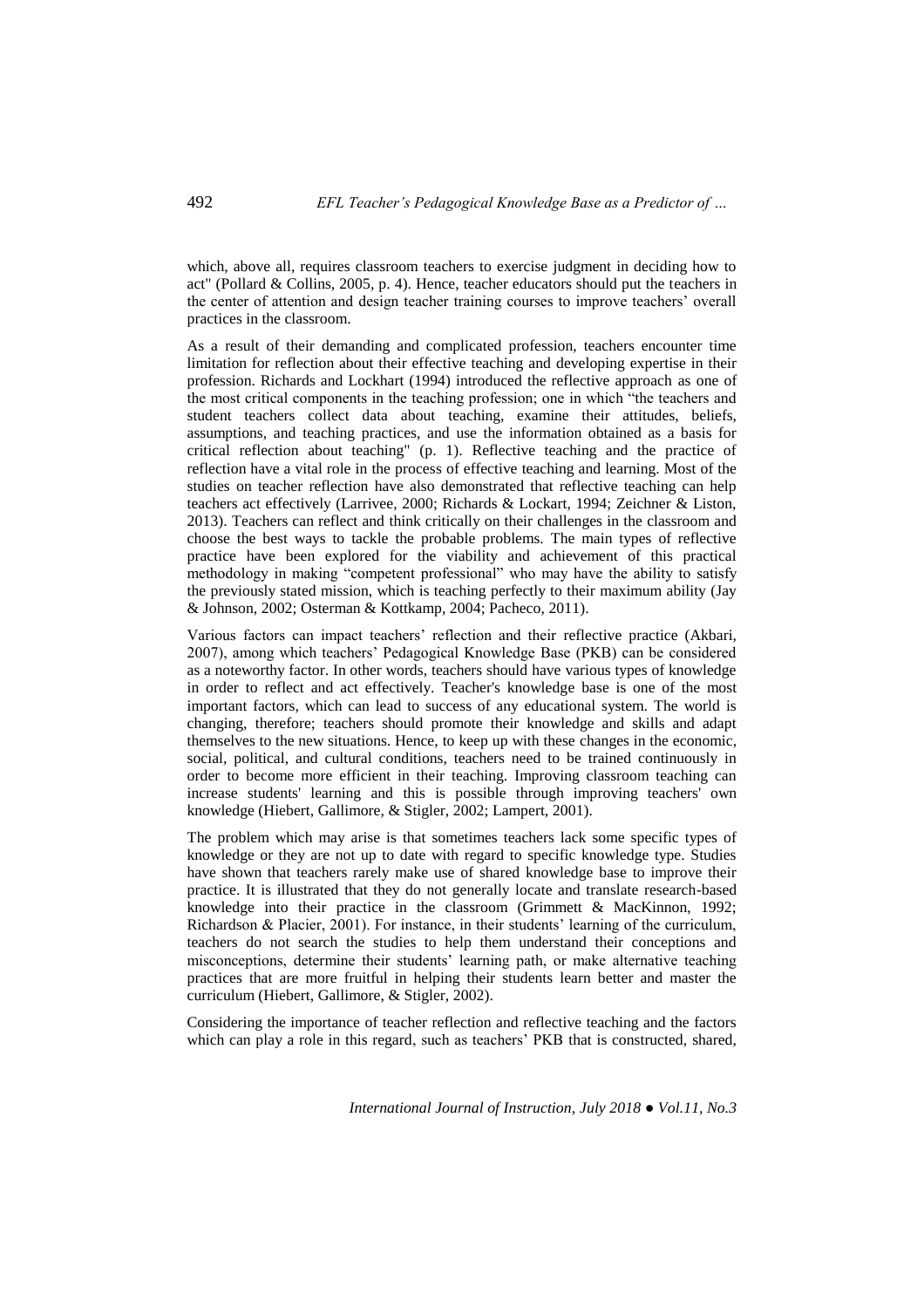which, above all, requires classroom teachers to exercise judgment in deciding how to act" (Pollard & Collins, 2005, p. 4). Hence, teacher educators should put the teachers in the center of attention and design teacher training courses to improve teachers' overall practices in the classroom.

As a result of their demanding and complicated profession, teachers encounter time limitation for reflection about their effective teaching and developing expertise in their profession. Richards and Lockhart (1994) introduced the reflective approach as one of the most critical components in the teaching profession; one in which "the teachers and student teachers collect data about teaching, examine their attitudes, beliefs, assumptions, and teaching practices, and use the information obtained as a basis for critical reflection about teaching" (p. 1). Reflective teaching and the practice of reflection have a vital role in the process of effective teaching and learning. Most of the studies on teacher reflection have also demonstrated that reflective teaching can help teachers act effectively (Larrivee, 2000; Richards & Lockart, 1994; Zeichner & Liston, 2013). Teachers can reflect and think critically on their challenges in the classroom and choose the best ways to tackle the probable problems. The main types of reflective practice have been explored for the viability and achievement of this practical methodology in making "competent professional" who may have the ability to satisfy the previously stated mission, which is teaching perfectly to their maximum ability (Jay & Johnson, 2002; Osterman & Kottkamp, 2004; Pacheco, 2011).

Various factors can impact teachers' reflection and their reflective practice (Akbari, 2007), among which teachers' Pedagogical Knowledge Base (PKB) can be considered as a noteworthy factor. In other words, teachers should have various types of knowledge in order to reflect and act effectively. Teacher's knowledge base is one of the most important factors, which can lead to success of any educational system. The world is changing, therefore; teachers should promote their knowledge and skills and adapt themselves to the new situations. Hence, to keep up with these changes in the economic, social, political, and cultural conditions, teachers need to be trained continuously in order to become more efficient in their teaching. Improving classroom teaching can increase students' learning and this is possible through improving teachers' own knowledge (Hiebert, Gallimore, & Stigler, 2002; Lampert, 2001).

The problem which may arise is that sometimes teachers lack some specific types of knowledge or they are not up to date with regard to specific knowledge type. Studies have shown that teachers rarely make use of shared knowledge base to improve their practice. It is illustrated that they do not generally locate and translate research-based knowledge into their practice in the classroom (Grimmett & MacKinnon, 1992; Richardson & Placier, 2001). For instance, in their students' learning of the curriculum, teachers do not search the studies to help them understand their conceptions and misconceptions, determine their students' learning path, or make alternative teaching practices that are more fruitful in helping their students learn better and master the curriculum (Hiebert, Gallimore, & Stigler, 2002).

Considering the importance of teacher reflection and reflective teaching and the factors which can play a role in this regard, such as teachers' PKB that is constructed, shared,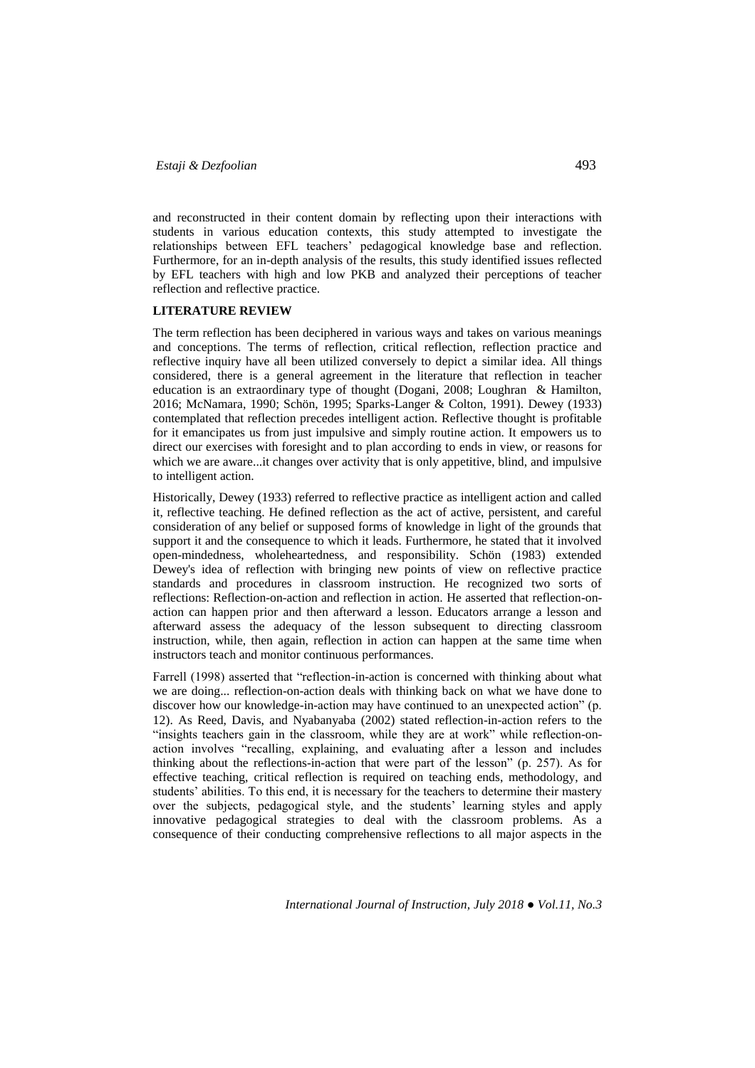and reconstructed in their content domain by reflecting upon their interactions with students in various education contexts, this study attempted to investigate the relationships between EFL teachers' pedagogical knowledge base and reflection. Furthermore, for an in-depth analysis of the results, this study identified issues reflected by EFL teachers with high and low PKB and analyzed their perceptions of teacher reflection and reflective practice.

## LITERATURE REVIEW

The term reflection has been deciphered in various ways and takes on various meanings and conceptions. The terms of reflection, critical reflection, reflection practice and reflective inquiry have all been utilized conversely to depict a similar idea. All things considered, there is a general agreement in the literature that reflection in teacher education is an extraordinary type of thought (Dogani, 2008; Loughran & Hamilton, 2016; McNamara, 1990; Schön, 1995; Sparks-Langer & Colton, 1991). Dewey (1933) contemplated that reflection precedes intelligent action. Reflective thought is profitable for it emancipates us from just impulsive and simply routine action. It empowers us to direct our exercises with foresight and to plan according to ends in view, or reasons for which we are aware...it changes over activity that is only appetitive, blind, and impulsive to intelligent action.

Historically, Dewey (1933) referred to reflective practice as intelligent action and called it, reflective teaching. He defined reflection as the act of active, persistent, and careful consideration of any belief or supposed forms of knowledge in light of the grounds that support it and the consequence to which it leads. Furthermore, he stated that it involved open-mindedness, wholeheartedness, and responsibility. Schön (1983) extended Dewey's idea of reflection with bringing new points of view on reflective practice standards and procedures in classroom instruction. He recognized two sorts of reflections: Reflection-on-action and reflection in action. He asserted that reflection-on-action can happen prior and then afterward a lesson. Educators arrange a lesson and afterward assess the adequacy of the lesson subsequent to directing classroom instruction, while, then again, reflection in action can happen at the same time when instructors teach and monitor continuous performances.

Farrell (1998) asserted that "reflection-in-action is concerned with thinking about what we are doing... reflection-on-action deals with thinking back on what we have done to discover how our knowledge-in-action may have continued to an unexpected action" (p. 12). As Reed, Davis, and Nyabanyaba (2002) stated reflection-in-action refers to the "insights teachers gain in the classroom, while they are at work" while reflection-on-action involves "recalling, explaining, and evaluating after a lesson and includes thinking about the reflections-in-action that were part of the lesson" (p. 257). As for effective teaching, critical reflection is required on teaching ends, methodology, and students' abilities. To this end, it is necessary for the teachers to determine their mastery over the subjects, pedagogical style, and the students' learning styles and apply innovative pedagogical strategies to deal with the classroom problems. As a consequence of their conducting comprehensive reflections to all major aspects in the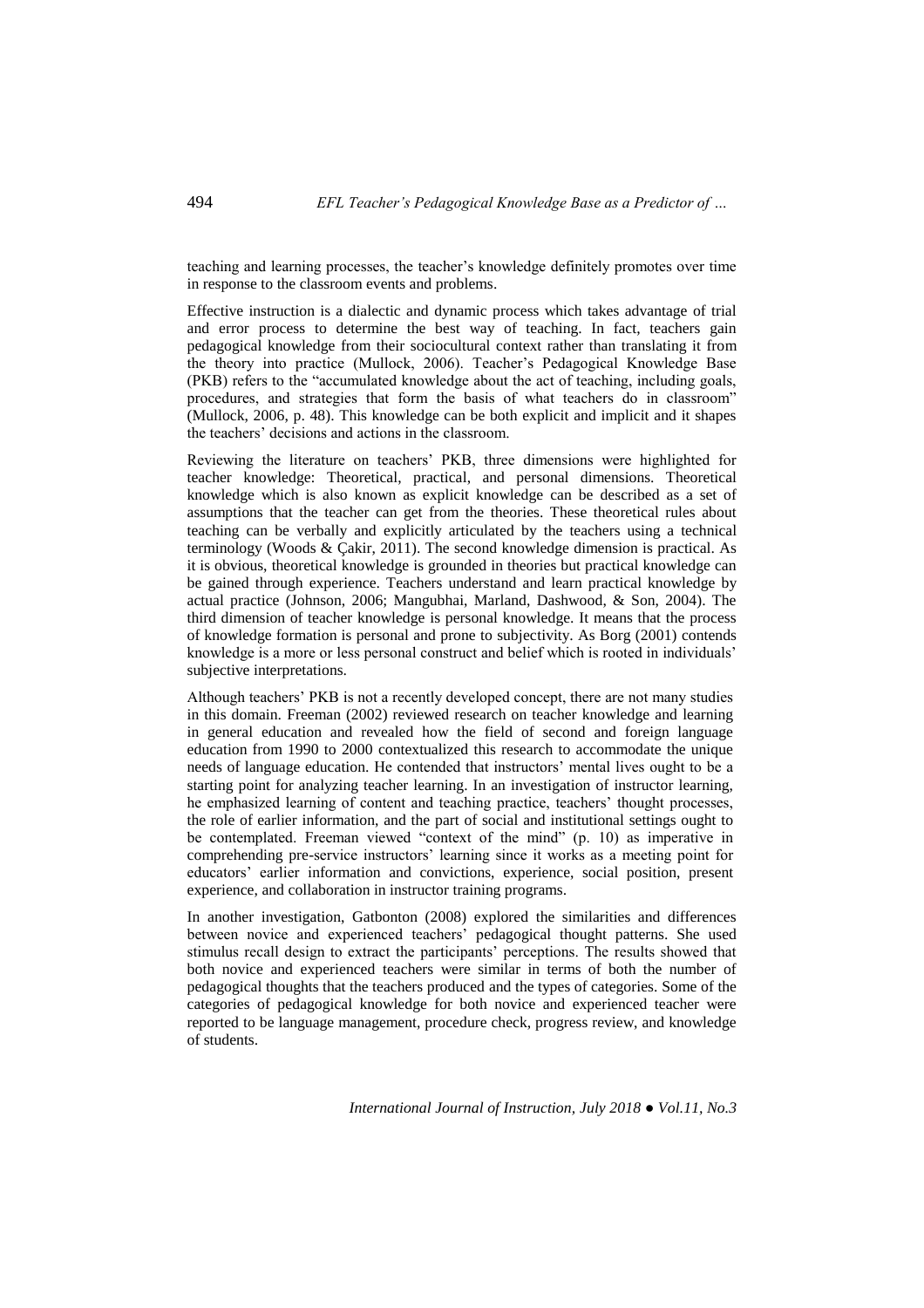teaching and learning processes, the teacher's knowledge definitely promotes over time in response to the classroom events and problems.

Effective instruction is a dialectic and dynamic process which takes advantage of trial and error process to determine the best way of teaching. In fact, teachers gain pedagogical knowledge from their sociocultural context rather than translating it from the theory into practice (Mullock, 2006). Teacher's Pedagogical Knowledge Base (PKB) refers to the "accumulated knowledge about the act of teaching, including goals, procedures, and strategies that form the basis of what teachers do in classroom" (Mullock, 2006, p. 48). This knowledge can be both explicit and implicit and it shapes the teachers' decisions and actions in the classroom.

Reviewing the literature on teachers' PKB, three dimensions were highlighted for teacher knowledge: Theoretical, practical, and personal dimensions. Theoretical knowledge which is also known as explicit knowledge can be described as a set of assumptions that the teacher can get from the theories. These theoretical rules about teaching can be verbally and explicitly articulated by the teachers using a technical terminology (Woods & Çakir, 2011). The second knowledge dimension is practical. As it is obvious, theoretical knowledge is grounded in theories but practical knowledge can be gained through experience. Teachers understand and learn practical knowledge by actual practice (Johnson, 2006; Mangubhai, Marland, Dashwood, & Son, 2004). The third dimension of teacher knowledge is personal knowledge. It means that the process of knowledge formation is personal and prone to subjectivity. As Borg (2001) contends knowledge is a more or less personal construct and belief which is rooted in individuals' subjective interpretations.

Although teachers' PKB is not a recently developed concept, there are not many studies in this domain. Freeman (2002) reviewed research on teacher knowledge and learning in general education and revealed how the field of second and foreign language education from 1990 to 2000 contextualized this research to accommodate the unique needs of language education. He contended that instructors' mental lives ought to be a starting point for analyzing teacher learning. In an investigation of instructor learning, he emphasized learning of content and teaching practice, teachers' thought processes, the role of earlier information, and the part of social and institutional settings ought to be contemplated. Freeman viewed "context of the mind" (p. 10) as imperative in comprehending pre-service instructors' learning since it works as a meeting point for educators' earlier information and convictions, experience, social position, present experience, and collaboration in instructor training programs.

In another investigation, Gatbonton (2008) explored the similarities and differences between novice and experienced teachers' pedagogical thought patterns. She used stimulus recall design to extract the participants' perceptions. The results showed that both novice and experienced teachers were similar in terms of both the number of pedagogical thoughts that the teachers produced and the types of categories. Some of the categories of pedagogical knowledge for both novice and experienced teacher were reported to be language management, procedure check, progress review, and knowledge of students.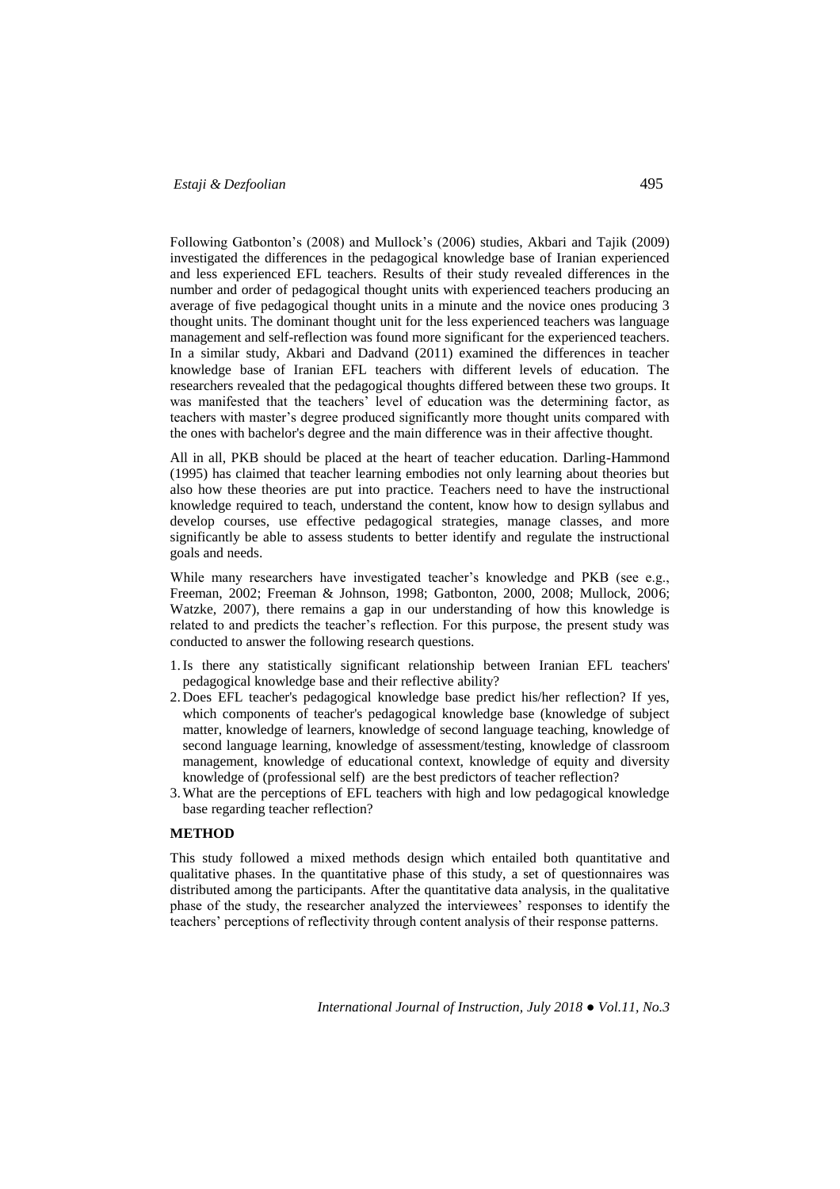Following Gatbonton's (2008) and Mullock's (2006) studies, Akbari and Tajik (2009) investigated the differences in the pedagogical knowledge base of Iranian experienced and less experienced EFL teachers. Results of their study revealed differences in the number and order of pedagogical thought units with experienced teachers producing an average of five pedagogical thought units in a minute and the novice ones producing 3 thought units. The dominant thought unit for the less experienced teachers was language management and self-reflection was found more significant for the experienced teachers. In a similar study, Akbari and Dadvand (2011) examined the differences in teacher knowledge base of Iranian EFL teachers with different levels of education. The researchers revealed that the pedagogical thoughts differed between these two groups. It was manifested that the teachers' level of education was the determining factor, as teachers with master's degree produced significantly more thought units compared with the ones with bachelor's degree and the main difference was in their affective thought.

All in all, PKB should be placed at the heart of teacher education. Darling-Hammond (1995) has claimed that teacher learning embodies not only learning about theories but also how these theories are put into practice. Teachers need to have the instructional knowledge required to teach, understand the content, know how to design syllabus and develop courses, use effective pedagogical strategies, manage classes, and more significantly be able to assess students to better identify and regulate the instructional goals and needs.

While many researchers have investigated teacher's knowledge and PKB (see e.g., Freeman, 2002; Freeman & Johnson, 1998; Gatbonton, 2000, 2008; Mullock, 2006; Watzke, 2007), there remains a gap in our understanding of how this knowledge is related to and predicts the teacher's reflection. For this purpose, the present study was conducted to answer the following research questions.

1. Is there any statistically significant relationship between Iranian EFL teachers' pedagogical knowledge base and their reflective ability?
2. Does EFL teacher's pedagogical knowledge base predict his/her reflection? If yes, which components of teacher's pedagogical knowledge base (knowledge of subject matter, knowledge of learners, knowledge of second language teaching, knowledge of second language learning, knowledge of assessment/testing, knowledge of classroom management, knowledge of educational context, knowledge of equity and diversity knowledge of (professional self) are the best predictors of teacher reflection?
3. What are the perceptions of EFL teachers with high and low pedagogical knowledge base regarding teacher reflection?

## METHOD

This study followed a mixed methods design which entailed both quantitative and qualitative phases. In the quantitative phase of this study, a set of questionnaires was distributed among the participants. After the quantitative data analysis, in the qualitative phase of the study, the researcher analyzed the interviewees' responses to identify the teachers' perceptions of reflectivity through content analysis of their response patterns.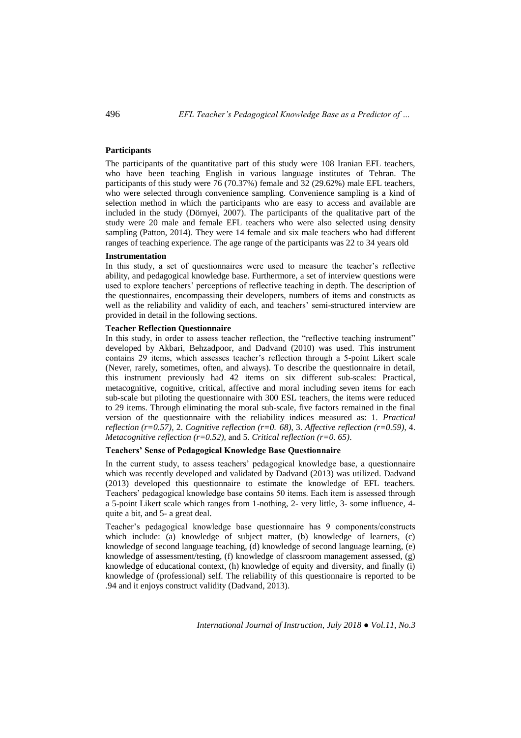## Participants

The participants of the quantitative part of this study were 108 Iranian EFL teachers, who have been teaching English in various language institutes of Tehran. The participants of this study were 76 (70.37%) female and 32 (29.62%) male EFL teachers, who were selected through convenience sampling. Convenience sampling is a kind of selection method in which the participants who are easy to access and available are included in the study (Dörnyei, 2007). The participants of the qualitative part of the study were 20 male and female EFL teachers who were also selected using density sampling (Patton, 2014). They were 14 female and six male teachers who had different ranges of teaching experience. The age range of the participants was 22 to 34 years old

## Instrumentation

In this study, a set of questionnaires were used to measure the teacher's reflective ability, and pedagogical knowledge base. Furthermore, a set of interview questions were used to explore teachers' perceptions of reflective teaching in depth. The description of the questionnaires, encompassing their developers, numbers of items and constructs as well as the reliability and validity of each, and teachers' semi-structured interview are provided in detail in the following sections.

### Teacher Reflection Questionnaire

In this study, in order to assess teacher reflection, the "reflective teaching instrument" developed by Akbari, Behzadpoor, and Dadvand (2010) was used. This instrument contains 29 items, which assesses teacher's reflection through a 5-point Likert scale (Never, rarely, sometimes, often, and always). To describe the questionnaire in detail, this instrument previously had 42 items on six different sub-scales: Practical, metacognitive, cognitive, critical, affective and moral including seven items for each sub-scale but piloting the questionnaire with 300 ESL teachers, the items were reduced to 29 items. Through eliminating the moral sub-scale, five factors remained in the final version of the questionnaire with the reliability indices measured as: 1. *Practical reflection (r=0.57)*, 2. *Cognitive reflection (r=0. 68)*, 3. *Affective reflection (r=0.59)*, 4. *Metacognitive reflection (r=0.52)*, and 5. *Critical reflection (r=0. 65)*.

### Teachers' Sense of Pedagogical Knowledge Base Questionnaire

In the current study, to assess teachers' pedagogical knowledge base, a questionnaire which was recently developed and validated by Dadvand (2013) was utilized. Dadvand (2013) developed this questionnaire to estimate the knowledge of EFL teachers. Teachers' pedagogical knowledge base contains 50 items. Each item is assessed through a 5-point Likert scale which ranges from 1-nothing, 2- very little, 3- some influence, 4- quite a bit, and 5- a great deal.

Teacher's pedagogical knowledge base questionnaire has 9 components/constructs which include: (a) knowledge of subject matter, (b) knowledge of learners, (c) knowledge of second language teaching, (d) knowledge of second language learning, (e) knowledge of assessment/testing, (f) knowledge of classroom management assessed, (g) knowledge of educational context, (h) knowledge of equity and diversity, and finally (i) knowledge of (professional) self. The reliability of this questionnaire is reported to be .94 and it enjoys construct validity (Dadvand, 2013).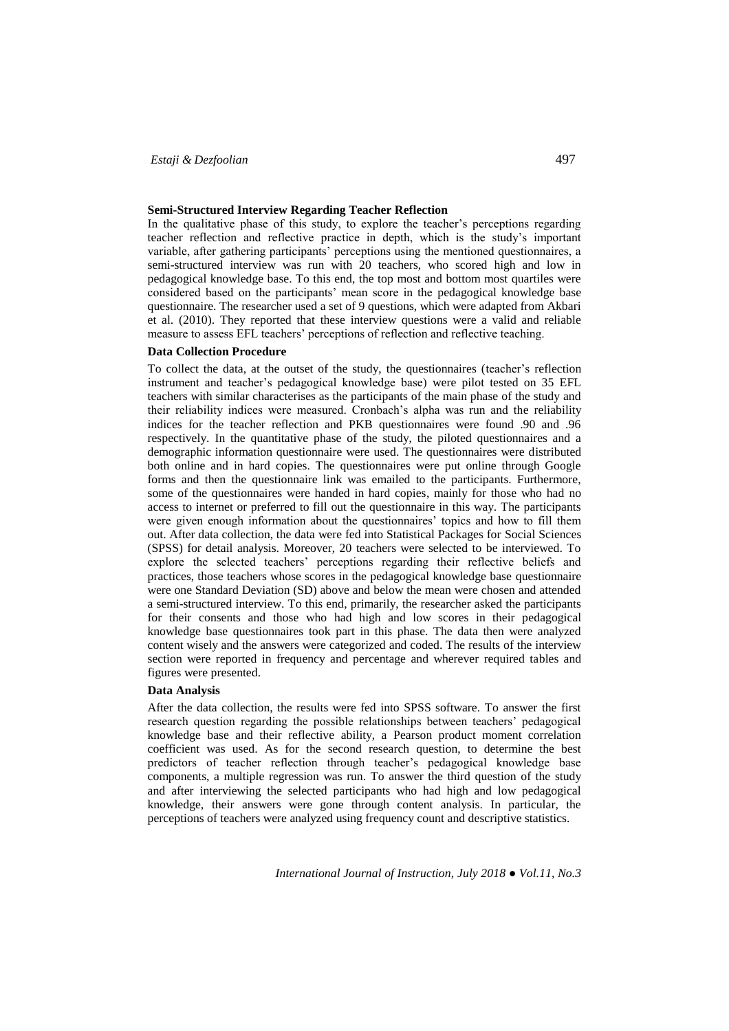### Semi-Structured Interview Regarding Teacher Reflection

In the qualitative phase of this study, to explore the teacher's perceptions regarding teacher reflection and reflective practice in depth, which is the study's important variable, after gathering participants' perceptions using the mentioned questionnaires, a semi-structured interview was run with 20 teachers, who scored high and low in pedagogical knowledge base. To this end, the top most and bottom most quartiles were considered based on the participants' mean score in the pedagogical knowledge base questionnaire. The researcher used a set of 9 questions, which were adapted from Akbari et al. (2010). They reported that these interview questions were a valid and reliable measure to assess EFL teachers' perceptions of reflection and reflective teaching.

### Data Collection Procedure

To collect the data, at the outset of the study, the questionnaires (teacher's reflection instrument and teacher's pedagogical knowledge base) were pilot tested on 35 EFL teachers with similar characterises as the participants of the main phase of the study and their reliability indices were measured. Cronbach's alpha was run and the reliability indices for the teacher reflection and PKB questionnaires were found .90 and .96 respectively. In the quantitative phase of the study, the piloted questionnaires and a demographic information questionnaire were used. The questionnaires were distributed both online and in hard copies. The questionnaires were put online through Google forms and then the questionnaire link was emailed to the participants. Furthermore, some of the questionnaires were handed in hard copies, mainly for those who had no access to internet or preferred to fill out the questionnaire in this way. The participants were given enough information about the questionnaires' topics and how to fill them out. After data collection, the data were fed into Statistical Packages for Social Sciences (SPSS) for detail analysis. Moreover, 20 teachers were selected to be interviewed. To explore the selected teachers' perceptions regarding their reflective beliefs and practices, those teachers whose scores in the pedagogical knowledge base questionnaire were one Standard Deviation (SD) above and below the mean were chosen and attended a semi-structured interview. To this end, primarily, the researcher asked the participants for their consents and those who had high and low scores in their pedagogical knowledge base questionnaires took part in this phase. The data then were analyzed content wisely and the answers were categorized and coded. The results of the interview section were reported in frequency and percentage and wherever required tables and figures were presented.

### Data Analysis

After the data collection, the results were fed into SPSS software. To answer the first research question regarding the possible relationships between teachers' pedagogical knowledge base and their reflective ability, a Pearson product moment correlation coefficient was used. As for the second research question, to determine the best predictors of teacher reflection through teacher's pedagogical knowledge base components, a multiple regression was run. To answer the third question of the study and after interviewing the selected participants who had high and low pedagogical knowledge, their answers were gone through content analysis. In particular, the perceptions of teachers were analyzed using frequency count and descriptive statistics.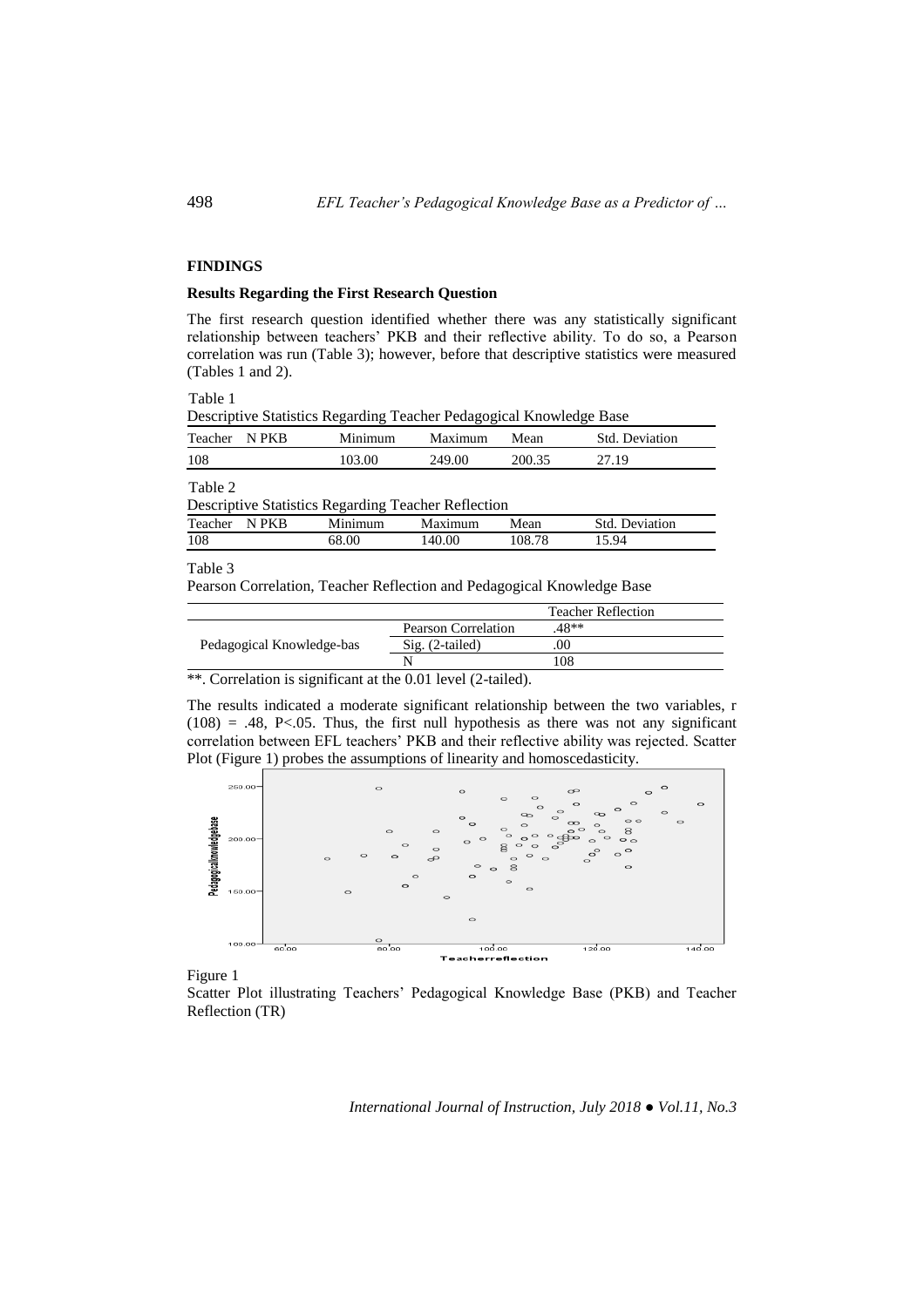## FINDINGS

### Results Regarding the First Research Question

The first research question identified whether there was any statistically significant relationship between teachers' PKB and their reflective ability. To do so, a Pearson correlation was run (Table 3); however, before that descriptive statistics were measured (Tables 1 and 2).

Table 1

Descriptive Statistics Regarding Teacher Pedagogical Knowledge Base

| Teacher N PKB | Minimum | Maximum | Mean | Std. Deviation |
|---|---|---|---|---|
| 108 | 103.00 | 249.00 | 200.35 | 27.19 |

Table 2

Descriptive Statistics Regarding Teacher Reflection

| Teacher N PKB | Minimum | Maximum | Mean | Std. Deviation |
|---|---|---|---|---|
| 108 | 68.00 | 140.00 | 108.78 | 15.94 |

Table 3

Pearson Correlation, Teacher Reflection and Pedagogical Knowledge Base

| | | Teacher Reflection |
|---|---|---|
| Pedagogical Knowledge-bas | Pearson Correlation | .48** |
| | Sig. (2-tailed) | .00 |
| | N | 108 |

**. Correlation is significant at the 0.01 level (2-tailed).

The results indicated a moderate significant relationship between the two variables, $r(108) = .48$, $P<.05$. Thus, the first null hypothesis as there was not any significant correlation between EFL teachers' PKB and their reflective ability was rejected. Scatter Plot (Figure 1) probes the assumptions of linearity and homoscedasticity.

Figure 1

Scatter Plot illustrating Teachers' Pedagogical Knowledge Base (PKB) and Teacher Reflection (TR)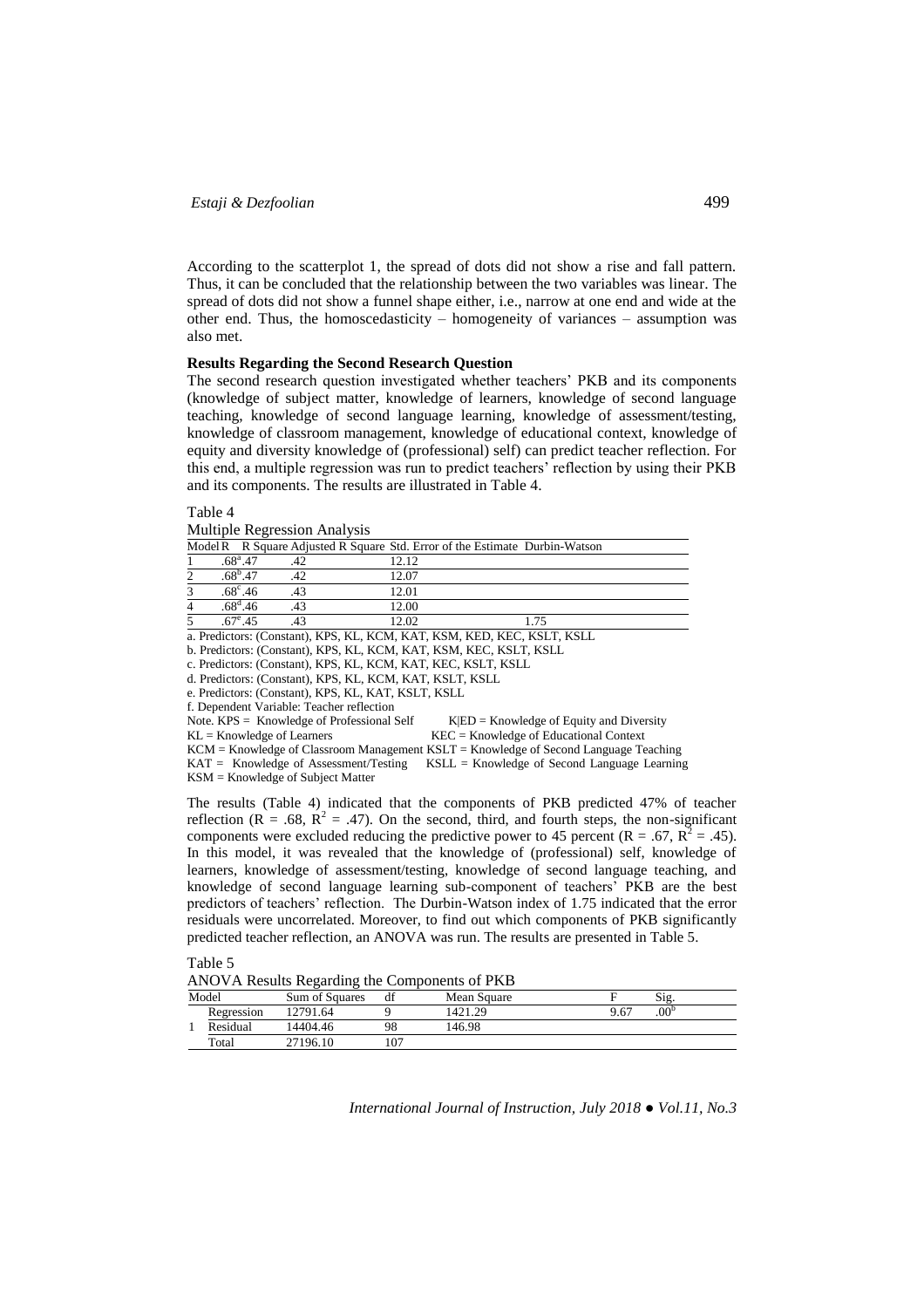According to the scatterplot 1, the spread of dots did not show a rise and fall pattern. Thus, it can be concluded that the relationship between the two variables was linear. The spread of dots did not show a funnel shape either, i.e., narrow at one end and wide at the other end. Thus, the homoscedasticity – homogeneity of variances – assumption was also met.

**Results Regarding the Second Research Question**

The second research question investigated whether teachers' PKB and its components (knowledge of subject matter, knowledge of learners, knowledge of second language teaching, knowledge of second language learning, knowledge of assessment/testing, knowledge of classroom management, knowledge of educational context, knowledge of equity and diversity knowledge of (professional) self) can predict teacher reflection. For this end, a multiple regression was run to predict teachers' reflection by using their PKB and its components. The results are illustrated in Table 4.

Table 4

Multiple Regression Analysis

| Model | R | R Square | Adjusted R Square | Std. Error of the Estimate | Durbin-Watson |
|---|---|---|---|---|---|
| 1 | .68[a] | .47 | .42 | 12.12 | |
| 2 | .68[b] | .47 | .42 | 12.07 | |
| 3 | .68[c] | .46 | .43 | 12.01 | |
| 4 | .68[d] | .46 | .43 | 12.00 | |
| 5 | .67[e] | .45 | .43 | 12.02 | 1.75 |

a. Predictors: (Constant), KPS, KL, KCM, KAT, KSM, KED, KEC, KSLT, KSLL
b. Predictors: (Constant), KPS, KL, KCM, KAT, KSM, KEC, KSLT, KSLL
c. Predictors: (Constant), KPS, KL, KCM, KAT, KEC, KSLT, KSLL
d. Predictors: (Constant), KPS, KL, KCM, KAT, KSLT, KSLL
e. Predictors: (Constant), KPS, KL, KAT, KSLT, KSLL
f. Dependent Variable: Teacher reflection

Note. KPS = Knowledge of Professional Self; K|ED = Knowledge of Equity and Diversity; KL = Knowledge of Learners; KEC = Knowledge of Educational Context; KCM = Knowledge of Classroom Management; KSLT = Knowledge of Second Language Teaching; KAT = Knowledge of Assessment/Testing; KSLL = Knowledge of Second Language Learning; KSM = Knowledge of Subject Matter

The results (Table 4) indicated that the components of PKB predicted 47% of teacher reflection (R = .68, $R^2$ = .47). On the second, third, and fourth steps, the non-significant components were excluded reducing the predictive power to 45 percent (R = .67, $R^2$ = .45). In this model, it was revealed that the knowledge of (professional) self, knowledge of learners, knowledge of assessment/testing, knowledge of second language teaching, and knowledge of second language learning sub-component of teachers' PKB are the best predictors of teachers' reflection. The Durbin-Watson index of 1.75 indicated that the error residuals were uncorrelated. Moreover, to find out which components of PKB significantly predicted teacher reflection, an ANOVA was run. The results are presented in Table 5.

Table 5

ANOVA Results Regarding the Components of PKB

| Model | | Sum of Squares | df | Mean Square | F | Sig. |
|---|---|---|---|---|---|---|
| 1 | Regression | 12791.64 | 9 | 1421.29 | 9.67 | .00[b] |
| | Residual | 14404.46 | 98 | 146.98 | | |
| | Total | 27196.10 | 107 | | | |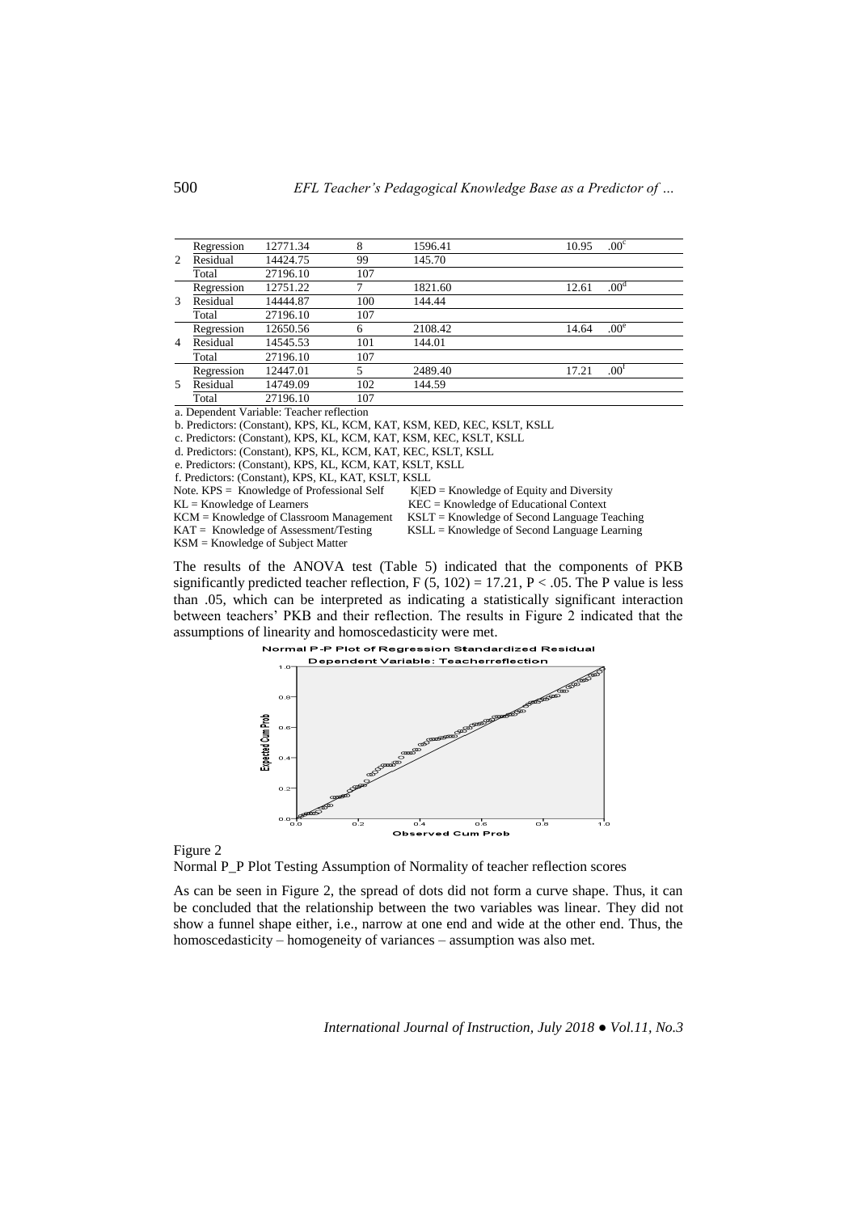| Model | | Sum of Squares | df | Mean Square | F | Sig. |
|---|---|---|---|---|---|---|
| 2 | Regression | 12771.34 | 8 | 1596.41 | 10.95 | .00[c] |
| | Residual | 14424.75 | 99 | 145.70 | | |
| | Total | 27196.10 | 107 | | | |
| 3 | Regression | 12751.22 | 7 | 1821.60 | 12.61 | .00[d] |
| | Residual | 14444.87 | 100 | 144.44 | | |
| | Total | 27196.10 | 107 | | | |
| 4 | Regression | 12650.56 | 6 | 2108.42 | 14.64 | .00[e] |
| | Residual | 14545.53 | 101 | 144.01 | | |
| | Total | 27196.10 | 107 | | | |
| 5 | Regression | 12447.01 | 5 | 2489.40 | 17.21 | .00[f] |
| | Residual | 14749.09 | 102 | 144.59 | | |
| | Total | 27196.10 | 107 | | | |

a. Dependent Variable: Teacher reflection

b. Predictors: (Constant), KPS, KL, KCM, KAT, KSM, KED, KEC, KSLT, KSLL

c. Predictors: (Constant), KPS, KL, KCM, KAT, KSM, KEC, KSLT, KSLL

d. Predictors: (Constant), KPS, KL, KCM, KAT, KEC, KSLT, KSLL

e. Predictors: (Constant), KPS, KL, KCM, KAT, KSLT, KSLL

f. Predictors: (Constant), KPS, KL, KAT, KSLT, KSLL

Note. KPS = Knowledge of Professional Self
KL = Knowledge of Learners
KCM = Knowledge of Classroom Management
KAT = Knowledge of Assessment/Testing
KSM = Knowledge of Subject Matter
K|ED = Knowledge of Equity and Diversity
KEC = Knowledge of Educational Context
KSLT = Knowledge of Second Language Teaching
KSLL = Knowledge of Second Language Learning

The results of the ANOVA test (Table 5) indicated that the components of PKB significantly predicted teacher reflection, $F (5, 102) = 17.21$, $P < .05$. The P value is less than .05, which can be interpreted as indicating a statistically significant interaction between teachers' PKB and their reflection. The results in Figure 2 indicated that the assumptions of linearity and homoscedasticity were met.

Figure 2

Normal P_P Plot Testing Assumption of Normality of teacher reflection scores

As can be seen in Figure 2, the spread of dots did not form a curve shape. Thus, it can be concluded that the relationship between the two variables was linear. They did not show a funnel shape either, i.e., narrow at one end and wide at the other end. Thus, the homoscedasticity – homogeneity of variances – assumption was also met.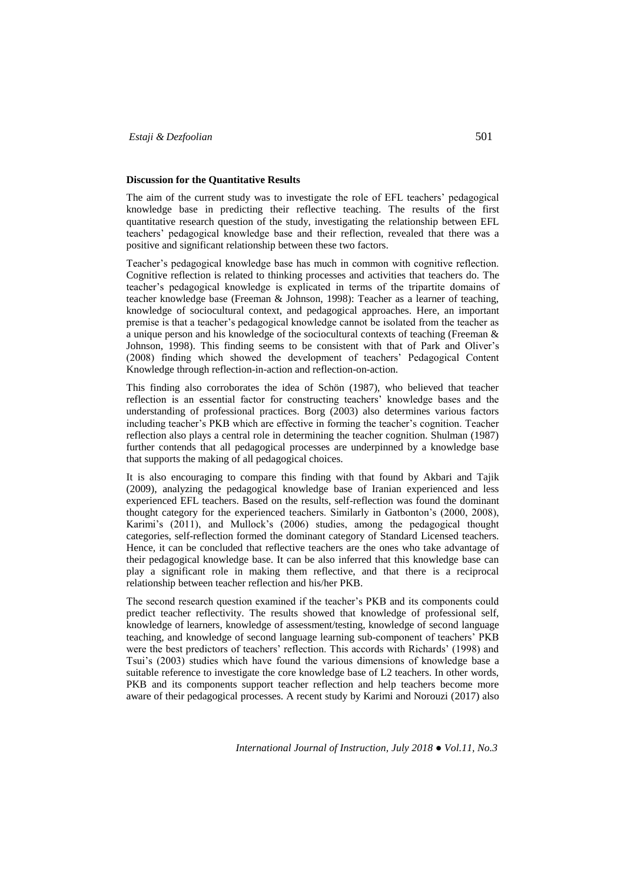**Discussion for the Quantitative Results**

The aim of the current study was to investigate the role of EFL teachers' pedagogical knowledge base in predicting their reflective teaching. The results of the first quantitative research question of the study, investigating the relationship between EFL teachers' pedagogical knowledge base and their reflection, revealed that there was a positive and significant relationship between these two factors.

Teacher's pedagogical knowledge base has much in common with cognitive reflection. Cognitive reflection is related to thinking processes and activities that teachers do. The teacher's pedagogical knowledge is explicated in terms of the tripartite domains of teacher knowledge base (Freeman & Johnson, 1998): Teacher as a learner of teaching, knowledge of sociocultural context, and pedagogical approaches. Here, an important premise is that a teacher's pedagogical knowledge cannot be isolated from the teacher as a unique person and his knowledge of the sociocultural contexts of teaching (Freeman & Johnson, 1998). This finding seems to be consistent with that of Park and Oliver's (2008) finding which showed the development of teachers' Pedagogical Content Knowledge through reflection-in-action and reflection-on-action.

This finding also corroborates the idea of Schön (1987), who believed that teacher reflection is an essential factor for constructing teachers' knowledge bases and the understanding of professional practices. Borg (2003) also determines various factors including teacher's PKB which are effective in forming the teacher's cognition. Teacher reflection also plays a central role in determining the teacher cognition. Shulman (1987) further contends that all pedagogical processes are underpinned by a knowledge base that supports the making of all pedagogical choices.

It is also encouraging to compare this finding with that found by Akbari and Tajik (2009), analyzing the pedagogical knowledge base of Iranian experienced and less experienced EFL teachers. Based on the results, self-reflection was found the dominant thought category for the experienced teachers. Similarly in Gatbonton's (2000, 2008), Karimi's (2011), and Mullock's (2006) studies, among the pedagogical thought categories, self-reflection formed the dominant category of Standard Licensed teachers. Hence, it can be concluded that reflective teachers are the ones who take advantage of their pedagogical knowledge base. It can be also inferred that this knowledge base can play a significant role in making them reflective, and that there is a reciprocal relationship between teacher reflection and his/her PKB.

The second research question examined if the teacher's PKB and its components could predict teacher reflectivity. The results showed that knowledge of professional self, knowledge of learners, knowledge of assessment/testing, knowledge of second language teaching, and knowledge of second language learning sub-component of teachers' PKB were the best predictors of teachers' reflection. This accords with Richards' (1998) and Tsui's (2003) studies which have found the various dimensions of knowledge base a suitable reference to investigate the core knowledge base of L2 teachers. In other words, PKB and its components support teacher reflection and help teachers become more aware of their pedagogical processes. A recent study by Karimi and Norouzi (2017) also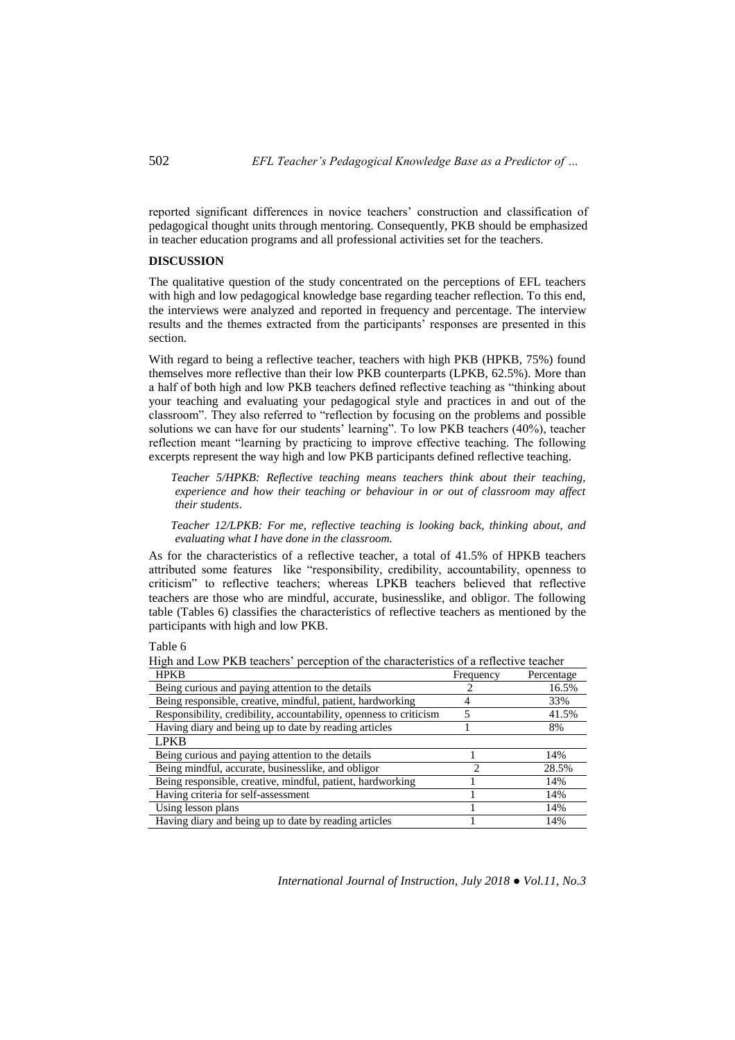reported significant differences in novice teachers' construction and classification of pedagogical thought units through mentoring. Consequently, PKB should be emphasized in teacher education programs and all professional activities set for the teachers.

## DISCUSSION

The qualitative question of the study concentrated on the perceptions of EFL teachers with high and low pedagogical knowledge base regarding teacher reflection. To this end, the interviews were analyzed and reported in frequency and percentage. The interview results and the themes extracted from the participants' responses are presented in this section.

With regard to being a reflective teacher, teachers with high PKB (HPKB, 75%) found themselves more reflective than their low PKB counterparts (LPKB, 62.5%). More than a half of both high and low PKB teachers defined reflective teaching as "thinking about your teaching and evaluating your pedagogical style and practices in and out of the classroom". They also referred to "reflection by focusing on the problems and possible solutions we can have for our students' learning". To low PKB teachers (40%), teacher reflection meant "learning by practicing to improve effective teaching. The following excerpts represent the way high and low PKB participants defined reflective teaching.

> *Teacher 5/HPKB: Reflective teaching means teachers think about their teaching, experience and how their teaching or behaviour in or out of classroom may affect their students*.

> *Teacher 12/LPKB: For me, reflective teaching is looking back, thinking about, and evaluating what I have done in the classroom.*

As for the characteristics of a reflective teacher, a total of 41.5% of HPKB teachers attributed some features like "responsibility, credibility, accountability, openness to criticism" to reflective teachers; whereas LPKB teachers believed that reflective teachers are those who are mindful, accurate, businesslike, and obligor. The following table (Tables 6) classifies the characteristics of reflective teachers as mentioned by the participants with high and low PKB.

Table 6

High and Low PKB teachers' perception of the characteristics of a reflective teacher

| HPKB | Frequency | Percentage |
|---|---|---|
| Being curious and paying attention to the details | 2 | 16.5% |
| Being responsible, creative, mindful, patient, hardworking | 4 | 33% |
| Responsibility, credibility, accountability, openness to criticism | 5 | 41.5% |
| Having diary and being up to date by reading articles | 1 | 8% |
| **LPKB** | | |
| Being curious and paying attention to the details | 1 | 14% |
| Being mindful, accurate, businesslike, and obligor | 2 | 28.5% |
| Being responsible, creative, mindful, patient, hardworking | 1 | 14% |
| Having criteria for self-assessment | 1 | 14% |
| Using lesson plans | 1 | 14% |
| Having diary and being up to date by reading articles | 1 | 14% |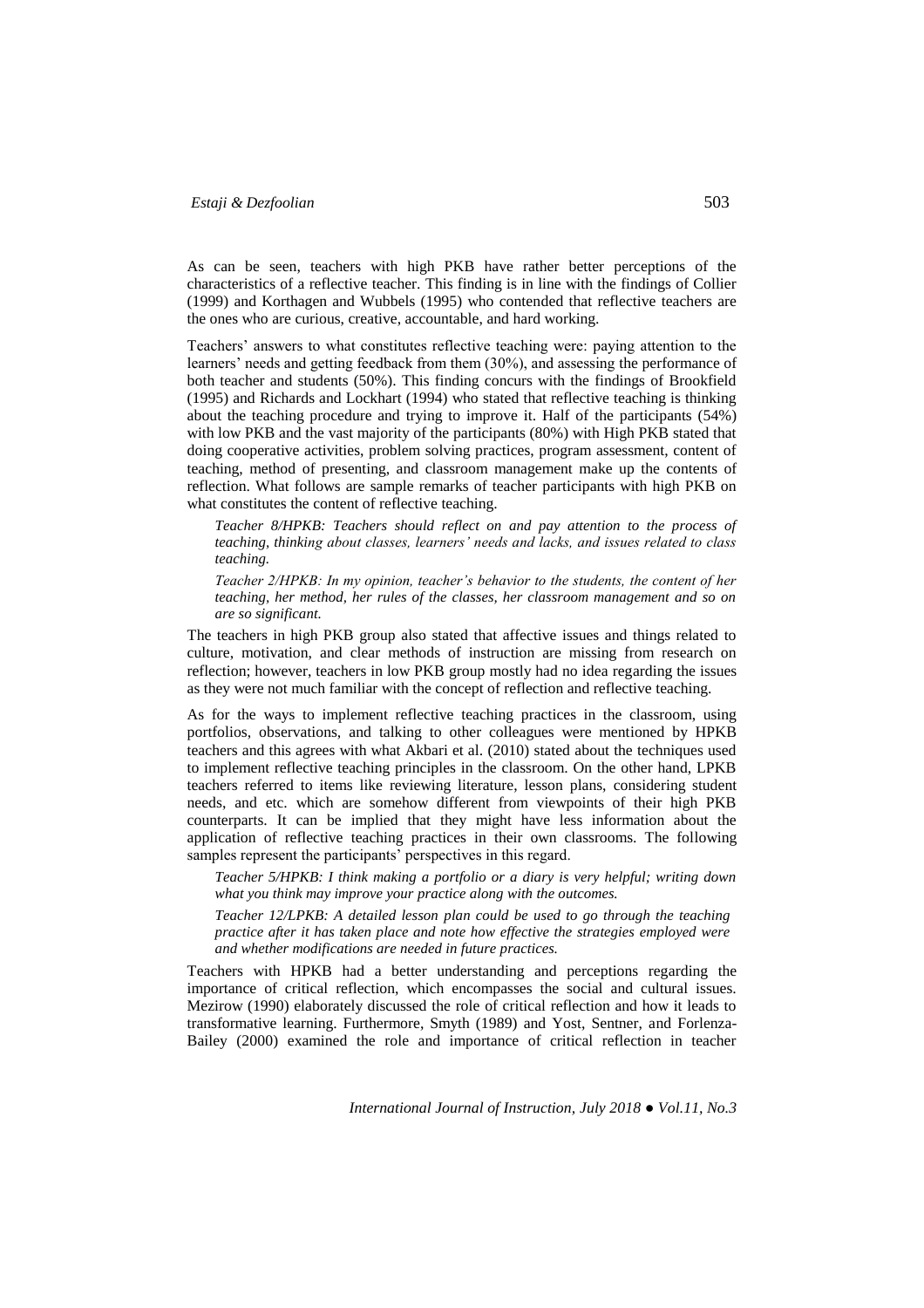As can be seen, teachers with high PKB have rather better perceptions of the characteristics of a reflective teacher. This finding is in line with the findings of Collier (1999) and Korthagen and Wubbels (1995) who contended that reflective teachers are the ones who are curious, creative, accountable, and hard working.

Teachers' answers to what constitutes reflective teaching were: paying attention to the learners' needs and getting feedback from them (30%), and assessing the performance of both teacher and students (50%). This finding concurs with the findings of Brookfield (1995) and Richards and Lockhart (1994) who stated that reflective teaching is thinking about the teaching procedure and trying to improve it. Half of the participants (54%) with low PKB and the vast majority of the participants (80%) with High PKB stated that doing cooperative activities, problem solving practices, program assessment, content of teaching, method of presenting, and classroom management make up the contents of reflection. What follows are sample remarks of teacher participants with high PKB on what constitutes the content of reflective teaching.

> *Teacher 8/HPKB: Teachers should reflect on and pay attention to the process of teaching, thinking about classes, learners' needs and lacks, and issues related to class teaching.*
>
> *Teacher 2/HPKB: In my opinion, teacher's behavior to the students, the content of her teaching, her method, her rules of the classes, her classroom management and so on are so significant.*

The teachers in high PKB group also stated that affective issues and things related to culture, motivation, and clear methods of instruction are missing from research on reflection; however, teachers in low PKB group mostly had no idea regarding the issues as they were not much familiar with the concept of reflection and reflective teaching.

As for the ways to implement reflective teaching practices in the classroom, using portfolios, observations, and talking to other colleagues were mentioned by HPKB teachers and this agrees with what Akbari et al. (2010) stated about the techniques used to implement reflective teaching principles in the classroom. On the other hand, LPKB teachers referred to items like reviewing literature, lesson plans, considering student needs, and etc. which are somehow different from viewpoints of their high PKB counterparts. It can be implied that they might have less information about the application of reflective teaching practices in their own classrooms. The following samples represent the participants' perspectives in this regard.

> *Teacher 5/HPKB: I think making a portfolio or a diary is very helpful; writing down what you think may improve your practice along with the outcomes.*
>
> *Teacher 12/LPKB: A detailed lesson plan could be used to go through the teaching practice after it has taken place and note how effective the strategies employed were and whether modifications are needed in future practices.*

Teachers with HPKB had a better understanding and perceptions regarding the importance of critical reflection, which encompasses the social and cultural issues. Mezirow (1990) elaborately discussed the role of critical reflection and how it leads to transformative learning. Furthermore, Smyth (1989) and Yost, Sentner, and Forlenza-Bailey (2000) examined the role and importance of critical reflection in teacher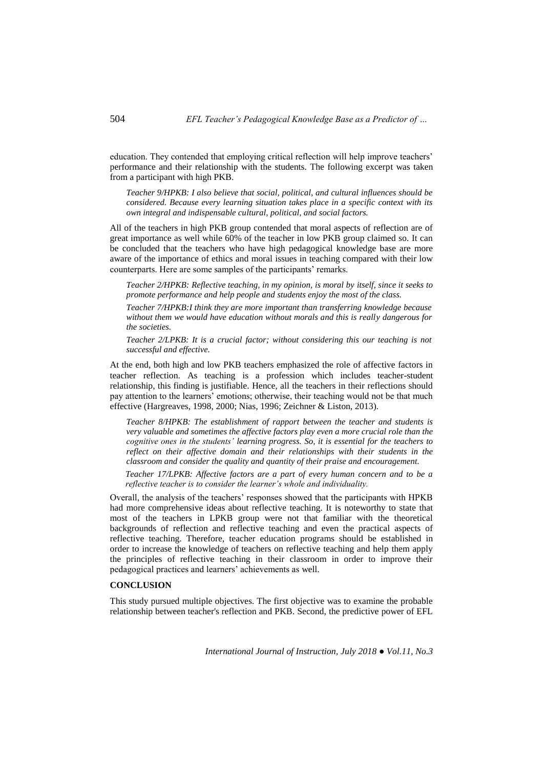education. They contended that employing critical reflection will help improve teachers' performance and their relationship with the students. The following excerpt was taken from a participant with high PKB.

*Teacher 9/HPKB: I also believe that social, political, and cultural influences should be considered. Because every learning situation takes place in a specific context with its own integral and indispensable cultural, political, and social factors.*

All of the teachers in high PKB group contended that moral aspects of reflection are of great importance as well while 60% of the teacher in low PKB group claimed so. It can be concluded that the teachers who have high pedagogical knowledge base are more aware of the importance of ethics and moral issues in teaching compared with their low counterparts. Here are some samples of the participants' remarks.

*Teacher 2/HPKB: Reflective teaching, in my opinion, is moral by itself, since it seeks to promote performance and help people and students enjoy the most of the class.*

*Teacher 7/HPKB:I think they are more important than transferring knowledge because without them we would have education without morals and this is really dangerous for the societies.*

*Teacher 2/LPKB: It is a crucial factor; without considering this our teaching is not successful and effective.*

At the end, both high and low PKB teachers emphasized the role of affective factors in teacher reflection. As teaching is a profession which includes teacher-student relationship, this finding is justifiable. Hence, all the teachers in their reflections should pay attention to the learners' emotions; otherwise, their teaching would not be that much effective (Hargreaves, 1998, 2000; Nias, 1996; Zeichner & Liston, 2013).

*Teacher 8/HPKB: The establishment of rapport between the teacher and students is very valuable and sometimes the affective factors play even a more crucial role than the cognitive ones in the students' learning progress. So, it is essential for the teachers to reflect on their affective domain and their relationships with their students in the classroom and consider the quality and quantity of their praise and encouragement.*

*Teacher 17/LPKB: Affective factors are a part of every human concern and to be a reflective teacher is to consider the learner's whole and individuality.*

Overall, the analysis of the teachers' responses showed that the participants with HPKB had more comprehensive ideas about reflective teaching. It is noteworthy to state that most of the teachers in LPKB group were not that familiar with the theoretical backgrounds of reflection and reflective teaching and even the practical aspects of reflective teaching. Therefore, teacher education programs should be established in order to increase the knowledge of teachers on reflective teaching and help them apply the principles of reflective teaching in their classroom in order to improve their pedagogical practices and learners' achievements as well.

## CONCLUSION

This study pursued multiple objectives. The first objective was to examine the probable relationship between teacher's reflection and PKB. Second, the predictive power of EFL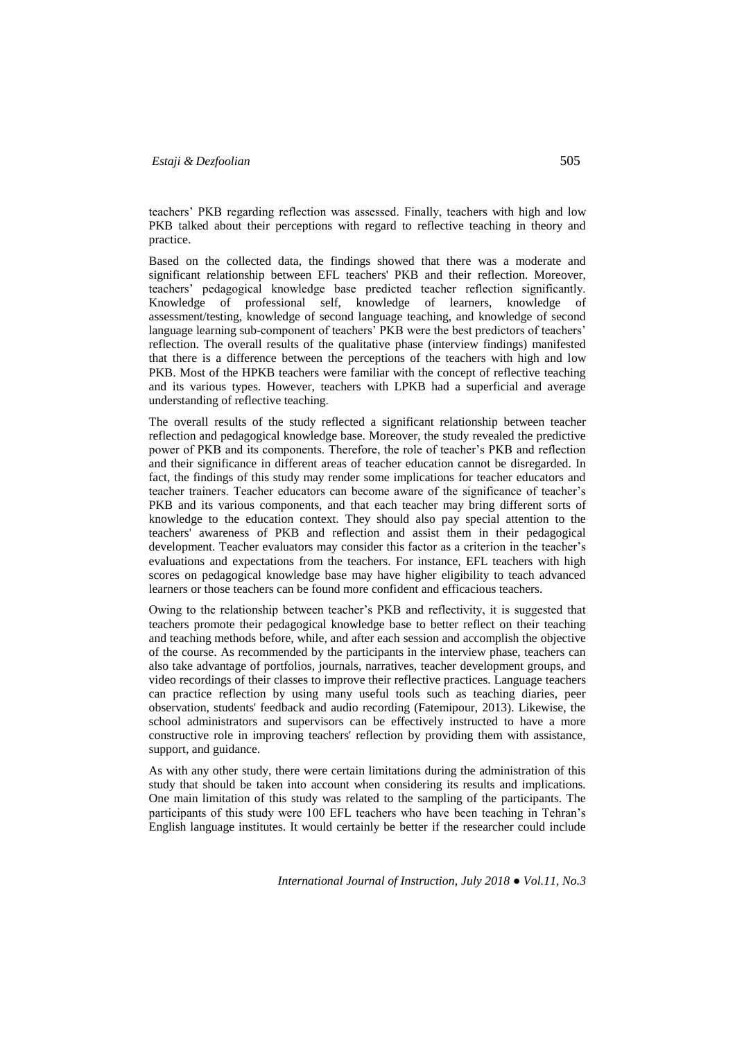teachers' PKB regarding reflection was assessed. Finally, teachers with high and low PKB talked about their perceptions with regard to reflective teaching in theory and practice.

Based on the collected data, the findings showed that there was a moderate and significant relationship between EFL teachers' PKB and their reflection. Moreover, teachers' pedagogical knowledge base predicted teacher reflection significantly. Knowledge of professional self, knowledge of learners, knowledge of assessment/testing, knowledge of second language teaching, and knowledge of second language learning sub-component of teachers' PKB were the best predictors of teachers' reflection. The overall results of the qualitative phase (interview findings) manifested that there is a difference between the perceptions of the teachers with high and low PKB. Most of the HPKB teachers were familiar with the concept of reflective teaching and its various types. However, teachers with LPKB had a superficial and average understanding of reflective teaching.

The overall results of the study reflected a significant relationship between teacher reflection and pedagogical knowledge base. Moreover, the study revealed the predictive power of PKB and its components. Therefore, the role of teacher's PKB and reflection and their significance in different areas of teacher education cannot be disregarded. In fact, the findings of this study may render some implications for teacher educators and teacher trainers. Teacher educators can become aware of the significance of teacher's PKB and its various components, and that each teacher may bring different sorts of knowledge to the education context. They should also pay special attention to the teachers' awareness of PKB and reflection and assist them in their pedagogical development. Teacher evaluators may consider this factor as a criterion in the teacher's evaluations and expectations from the teachers. For instance, EFL teachers with high scores on pedagogical knowledge base may have higher eligibility to teach advanced learners or those teachers can be found more confident and efficacious teachers.

Owing to the relationship between teacher's PKB and reflectivity, it is suggested that teachers promote their pedagogical knowledge base to better reflect on their teaching and teaching methods before, while, and after each session and accomplish the objective of the course. As recommended by the participants in the interview phase, teachers can also take advantage of portfolios, journals, narratives, teacher development groups, and video recordings of their classes to improve their reflective practices. Language teachers can practice reflection by using many useful tools such as teaching diaries, peer observation, students' feedback and audio recording (Fatemipour, 2013). Likewise, the school administrators and supervisors can be effectively instructed to have a more constructive role in improving teachers' reflection by providing them with assistance, support, and guidance.

As with any other study, there were certain limitations during the administration of this study that should be taken into account when considering its results and implications. One main limitation of this study was related to the sampling of the participants. The participants of this study were 100 EFL teachers who have been teaching in Tehran's English language institutes. It would certainly be better if the researcher could include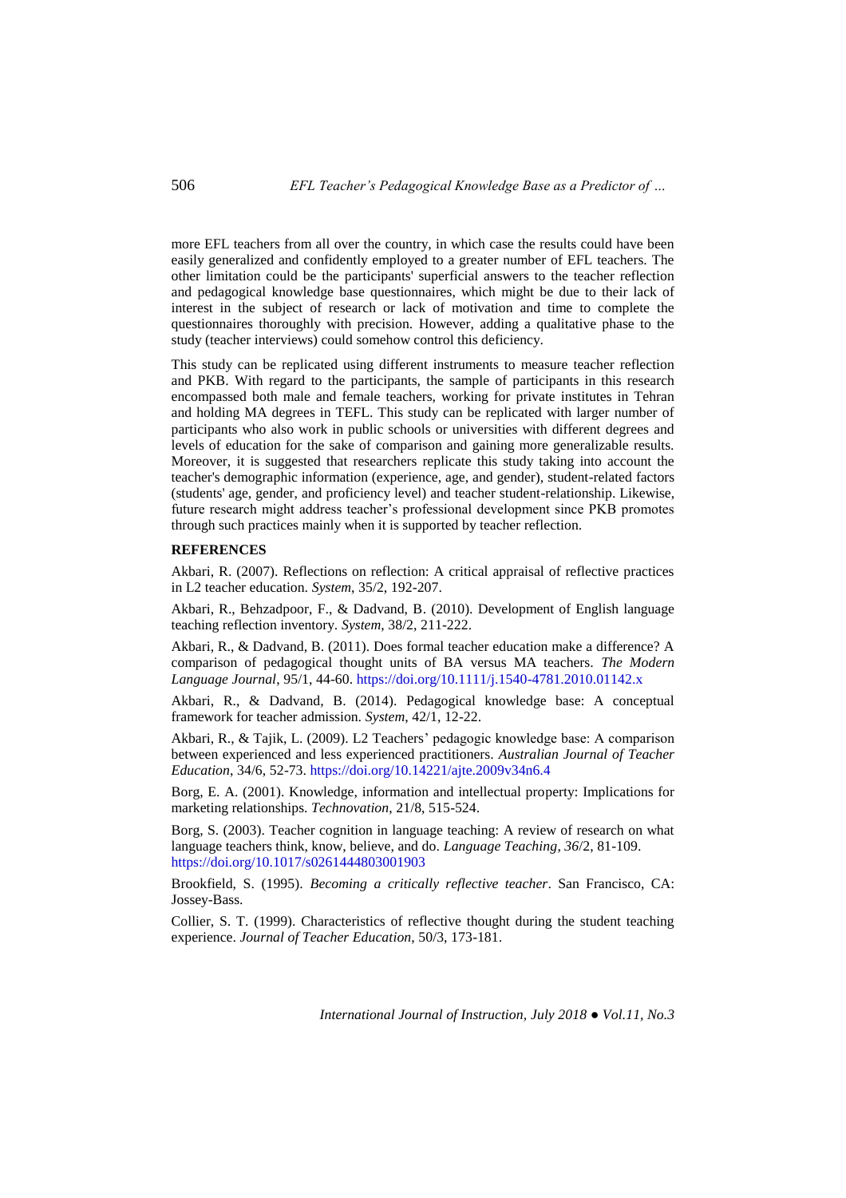more EFL teachers from all over the country, in which case the results could have been easily generalized and confidently employed to a greater number of EFL teachers. The other limitation could be the participants' superficial answers to the teacher reflection and pedagogical knowledge base questionnaires, which might be due to their lack of interest in the subject of research or lack of motivation and time to complete the questionnaires thoroughly with precision. However, adding a qualitative phase to the study (teacher interviews) could somehow control this deficiency.

This study can be replicated using different instruments to measure teacher reflection and PKB. With regard to the participants, the sample of participants in this research encompassed both male and female teachers, working for private institutes in Tehran and holding MA degrees in TEFL. This study can be replicated with larger number of participants who also work in public schools or universities with different degrees and levels of education for the sake of comparison and gaining more generalizable results. Moreover, it is suggested that researchers replicate this study taking into account the teacher's demographic information (experience, age, and gender), student-related factors (students' age, gender, and proficiency level) and teacher student-relationship. Likewise, future research might address teacher's professional development since PKB promotes through such practices mainly when it is supported by teacher reflection.

## REFERENCES

Akbari, R. (2007). Reflections on reflection: A critical appraisal of reflective practices in L2 teacher education. *System*, 35/2, 192-207.

Akbari, R., Behzadpoor, F., & Dadvand, B. (2010). Development of English language teaching reflection inventory. *System*, 38/2, 211-222.

Akbari, R., & Dadvand, B. (2011). Does formal teacher education make a difference? A comparison of pedagogical thought units of BA versus MA teachers. *The Modern Language Journal*, 95/1, 44-60. https://doi.org/10.1111/j.1540-4781.2010.01142.x

Akbari, R., & Dadvand, B. (2014). Pedagogical knowledge base: A conceptual framework for teacher admission. *System*, 42/1, 12-22.

Akbari, R., & Tajik, L. (2009). L2 Teachers' pedagogic knowledge base: A comparison between experienced and less experienced practitioners. *Australian Journal of Teacher Education*, 34/6, 52-73. https://doi.org/10.14221/ajte.2009v34n6.4

Borg, E. A. (2001). Knowledge, information and intellectual property: Implications for marketing relationships. *Technovation*, 21/8, 515-524.

Borg, S. (2003). Teacher cognition in language teaching: A review of research on what language teachers think, know, believe, and do. *Language Teaching*, *36*/2, 81-109. https://doi.org/10.1017/s0261444803001903

Brookfield, S. (1995). *Becoming a critically reflective teacher*. San Francisco, CA: Jossey-Bass.

Collier, S. T. (1999). Characteristics of reflective thought during the student teaching experience. *Journal of Teacher Education*, 50/3, 173-181.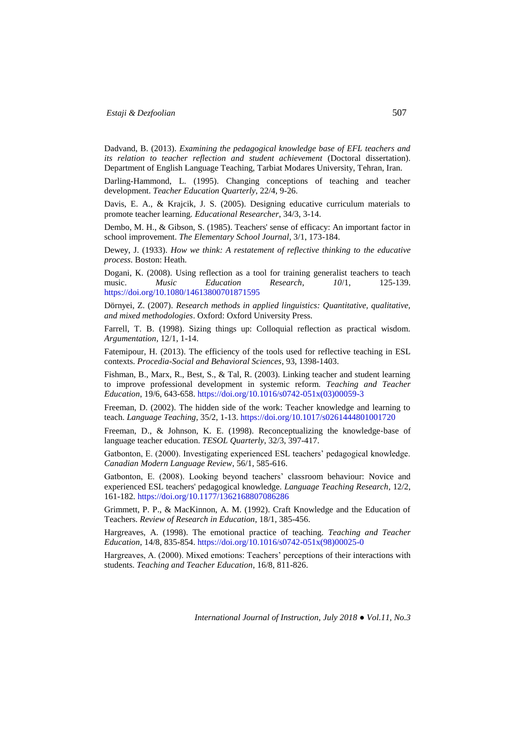Dadvand, B. (2013). *Examining the pedagogical knowledge base of EFL teachers and its relation to teacher reflection and student achievement* (Doctoral dissertation). Department of English Language Teaching, Tarbiat Modares University, Tehran, Iran.

Darling-Hammond, L. (1995). Changing conceptions of teaching and teacher development. *Teacher Education Quarterly*, 22/4, 9-26.

Davis, E. A., & Krajcik, J. S. (2005). Designing educative curriculum materials to promote teacher learning. *Educational Researcher*, 34/3, 3-14.

Dembo, M. H., & Gibson, S. (1985). Teachers' sense of efficacy: An important factor in school improvement. *The Elementary School Journal*, 3/1, 173-184.

Dewey, J. (1933). *How we think: A restatement of reflective thinking to the educative process*. Boston: Heath.

Dogani, K. (2008). Using reflection as a tool for training generalist teachers to teach music. *Music Education Research*, *10*/1, 125-139. https://doi.org/10.1080/14613800701871595

Dörnyei, Z. (2007). *Research methods in applied linguistics: Quantitative, qualitative, and mixed methodologies*. Oxford: Oxford University Press.

Farrell, T. B. (1998). Sizing things up: Colloquial reflection as practical wisdom. *Argumentation*, 12/1, 1-14.

Fatemipour, H. (2013). The efficiency of the tools used for reflective teaching in ESL contexts. *Procedia-Social and Behavioral Sciences*, 93, 1398-1403.

Fishman, B., Marx, R., Best, S., & Tal, R. (2003). Linking teacher and student learning to improve professional development in systemic reform. *Teaching and Teacher Education*, 19/6, 643-658. https://doi.org/10.1016/s0742-051x(03)00059-3

Freeman, D. (2002). The hidden side of the work: Teacher knowledge and learning to teach. *Language Teaching*, 35/2, 1-13. https://doi.org/10.1017/s0261444801001720

Freeman, D., & Johnson, K. E. (1998). Reconceptualizing the knowledge-base of language teacher education. *TESOL Quarterly*, 32/3, 397-417.

Gatbonton, E. (2000). Investigating experienced ESL teachers' pedagogical knowledge. *Canadian Modern Language Review*, 56/1, 585-616.

Gatbonton, E. (2008). Looking beyond teachers' classroom behaviour: Novice and experienced ESL teachers' pedagogical knowledge. *Language Teaching Research*, 12/2, 161-182. https://doi.org/10.1177/1362168807086286

Grimmett, P. P., & MacKinnon, A. M. (1992). Craft Knowledge and the Education of Teachers. *Review of Research in Education*, 18/1, 385-456.

Hargreaves, A. (1998). The emotional practice of teaching. *Teaching and Teacher Education*, 14/8, 835-854. https://doi.org/10.1016/s0742-051x(98)00025-0

Hargreaves, A. (2000). Mixed emotions: Teachers' perceptions of their interactions with students. *Teaching and Teacher Education*, 16/8, 811-826.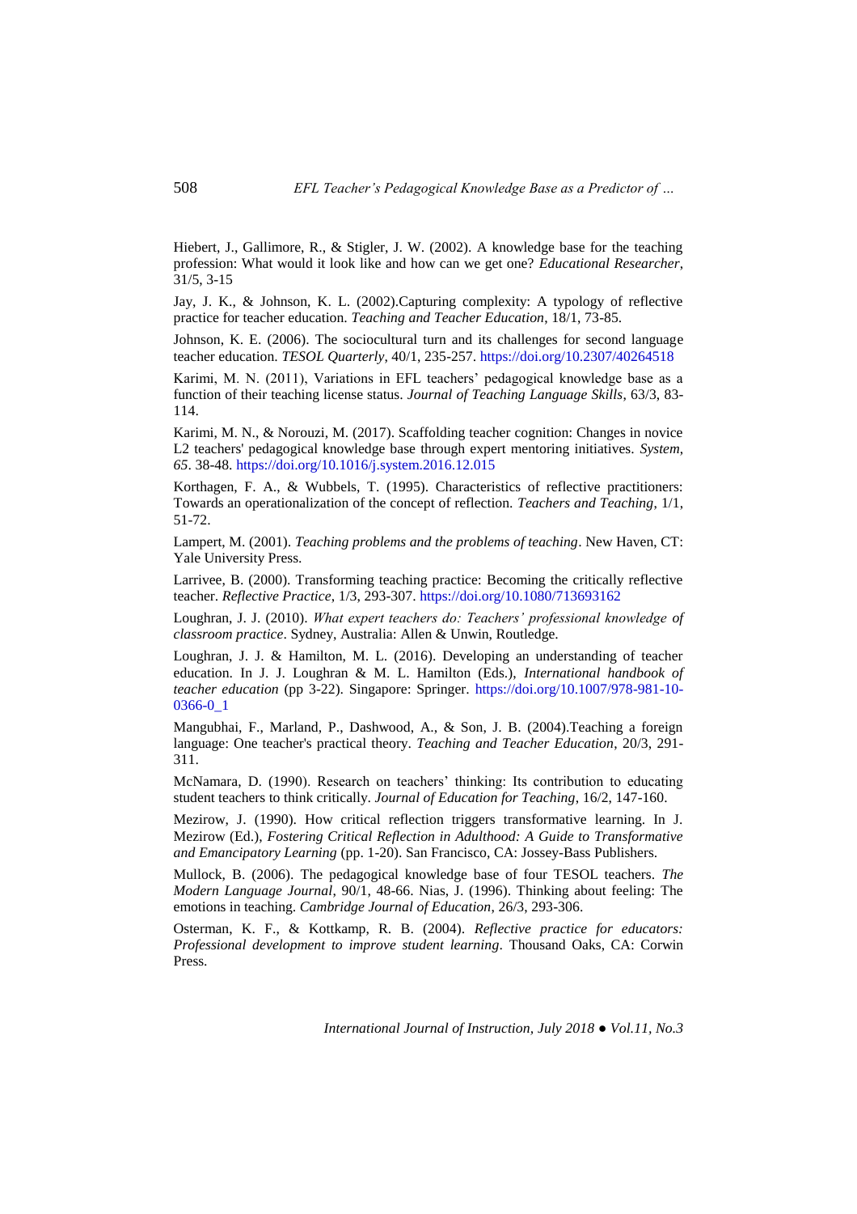Hiebert, J., Gallimore, R., & Stigler, J. W. (2002). A knowledge base for the teaching profession: What would it look like and how can we get one? *Educational Researcher*, 31/5, 3-15

Jay, J. K., & Johnson, K. L. (2002).Capturing complexity: A typology of reflective practice for teacher education. *Teaching and Teacher Education*, 18/1, 73-85.

Johnson, K. E. (2006). The sociocultural turn and its challenges for second language teacher education. *TESOL Quarterly*, 40/1, 235-257. https://doi.org/10.2307/40264518

Karimi, M. N. (2011), Variations in EFL teachers' pedagogical knowledge base as a function of their teaching license status. *Journal of Teaching Language Skills*, 63/3, 83-114.

Karimi, M. N., & Norouzi, M. (2017). Scaffolding teacher cognition: Changes in novice L2 teachers' pedagogical knowledge base through expert mentoring initiatives. *System*, *65*. 38-48. https://doi.org/10.1016/j.system.2016.12.015

Korthagen, F. A., & Wubbels, T. (1995). Characteristics of reflective practitioners: Towards an operationalization of the concept of reflection. *Teachers and Teaching*, 1/1, 51-72.

Lampert, M. (2001). *Teaching problems and the problems of teaching*. New Haven, CT: Yale University Press.

Larrivee, B. (2000). Transforming teaching practice: Becoming the critically reflective teacher. *Reflective Practice*, 1/3, 293-307. https://doi.org/10.1080/713693162

Loughran, J. J. (2010). *What expert teachers do: Teachers' professional knowledge of classroom practice*. Sydney, Australia: Allen & Unwin, Routledge.

Loughran, J. J. & Hamilton, M. L. (2016). Developing an understanding of teacher education. In J. J. Loughran & M. L. Hamilton (Eds.), *International handbook of teacher education* (pp 3-22). Singapore: Springer. https://doi.org/10.1007/978-981-10-0366-0_1

Mangubhai, F., Marland, P., Dashwood, A., & Son, J. B. (2004).Teaching a foreign language: One teacher's practical theory. *Teaching and Teacher Education*, 20/3, 291-311.

McNamara, D. (1990). Research on teachers' thinking: Its contribution to educating student teachers to think critically. *Journal of Education for Teaching*, 16/2, 147-160.

Mezirow, J. (1990). How critical reflection triggers transformative learning. In J. Mezirow (Ed.), *Fostering Critical Reflection in Adulthood: A Guide to Transformative and Emancipatory Learning* (pp. 1-20). San Francisco, CA: Jossey-Bass Publishers.

Mullock, B. (2006). The pedagogical knowledge base of four TESOL teachers. *The Modern Language Journal*, 90/1, 48-66. Nias, J. (1996). Thinking about feeling: The emotions in teaching. *Cambridge Journal of Education*, 26/3, 293-306.

Osterman, K. F., & Kottkamp, R. B. (2004). *Reflective practice for educators: Professional development to improve student learning*. Thousand Oaks, CA: Corwin Press.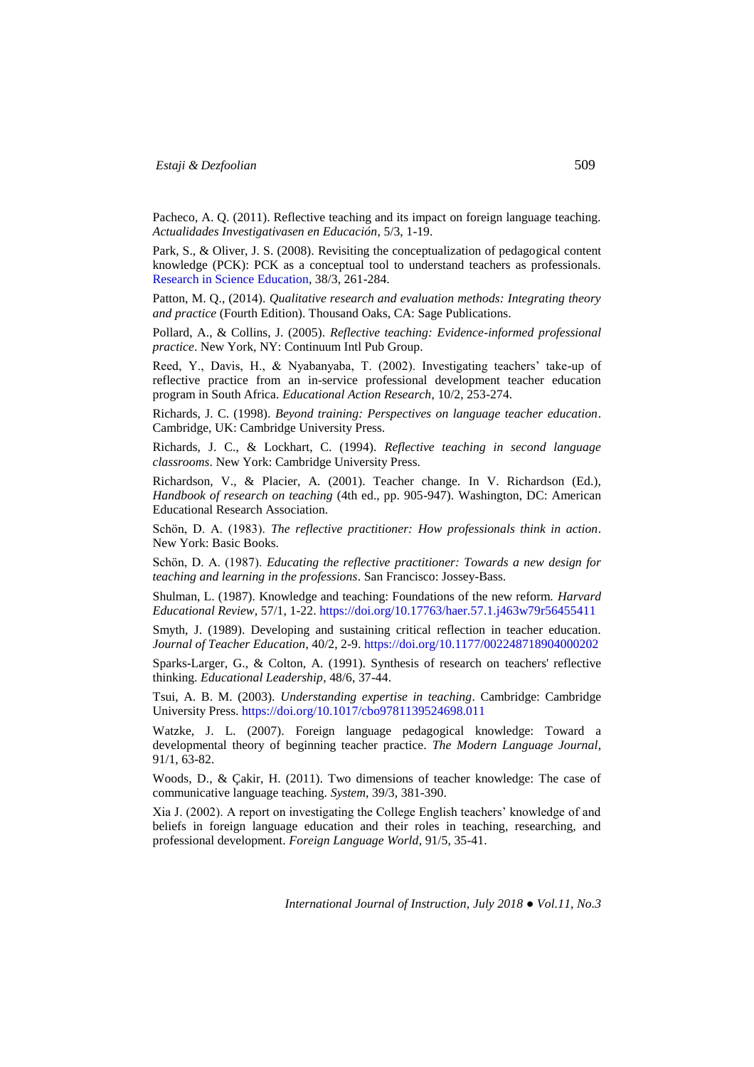Pacheco, A. Q. (2011). Reflective teaching and its impact on foreign language teaching. *Actualidades Investigativasen en Educación*, 5/3, 1-19.

Park, S., & Oliver, J. S. (2008). Revisiting the conceptualization of pedagogical content knowledge (PCK): PCK as a conceptual tool to understand teachers as professionals. Research in Science Education, 38/3, 261-284.

Patton, M. Q., (2014). *Qualitative research and evaluation methods: Integrating theory and practice* (Fourth Edition). Thousand Oaks, CA: Sage Publications.

Pollard, A., & Collins, J. (2005). *Reflective teaching: Evidence-informed professional practice*. New York, NY: Continuum Intl Pub Group.

Reed, Y., Davis, H., & Nyabanyaba, T. (2002). Investigating teachers' take-up of reflective practice from an in-service professional development teacher education program in South Africa. *Educational Action Research*, 10/2, 253-274.

Richards, J. C. (1998). *Beyond training: Perspectives on language teacher education*. Cambridge, UK: Cambridge University Press.

Richards, J. C., & Lockhart, C. (1994). *Reflective teaching in second language classrooms*. New York: Cambridge University Press.

Richardson, V., & Placier, A. (2001). Teacher change. In V. Richardson (Ed.), *Handbook of research on teaching* (4th ed., pp. 905-947). Washington, DC: American Educational Research Association.

Schön, D. A. (1983). *The reflective practitioner: How professionals think in action*. New York: Basic Books.

Schön, D. A. (1987). *Educating the reflective practitioner: Towards a new design for teaching and learning in the professions*. San Francisco: Jossey-Bass.

Shulman, L. (1987). Knowledge and teaching: Foundations of the new reform. *Harvard Educational Review*, 57/1, 1-22. https://doi.org/10.17763/haer.57.1.j463w79r56455411

Smyth, J. (1989). Developing and sustaining critical reflection in teacher education. *Journal of Teacher Education*, 40/2, 2-9. https://doi.org/10.1177/002248718904000202

Sparks-Larger, G., & Colton, A. (1991). Synthesis of research on teachers' reflective thinking. *Educational Leadership*, 48/6, 37-44.

Tsui, A. B. M. (2003). *Understanding expertise in teaching*. Cambridge: Cambridge University Press. https://doi.org/10.1017/cbo9781139524698.011

Watzke, J. L. (2007). Foreign language pedagogical knowledge: Toward a developmental theory of beginning teacher practice. *The Modern Language Journal*, 91/1, 63-82.

Woods, D., & Çakir, H. (2011). Two dimensions of teacher knowledge: The case of communicative language teaching. *System*, 39/3, 381-390.

Xia J. (2002). A report on investigating the College English teachers' knowledge of and beliefs in foreign language education and their roles in teaching, researching, and professional development. *Foreign Language World*, 91/5, 35-41.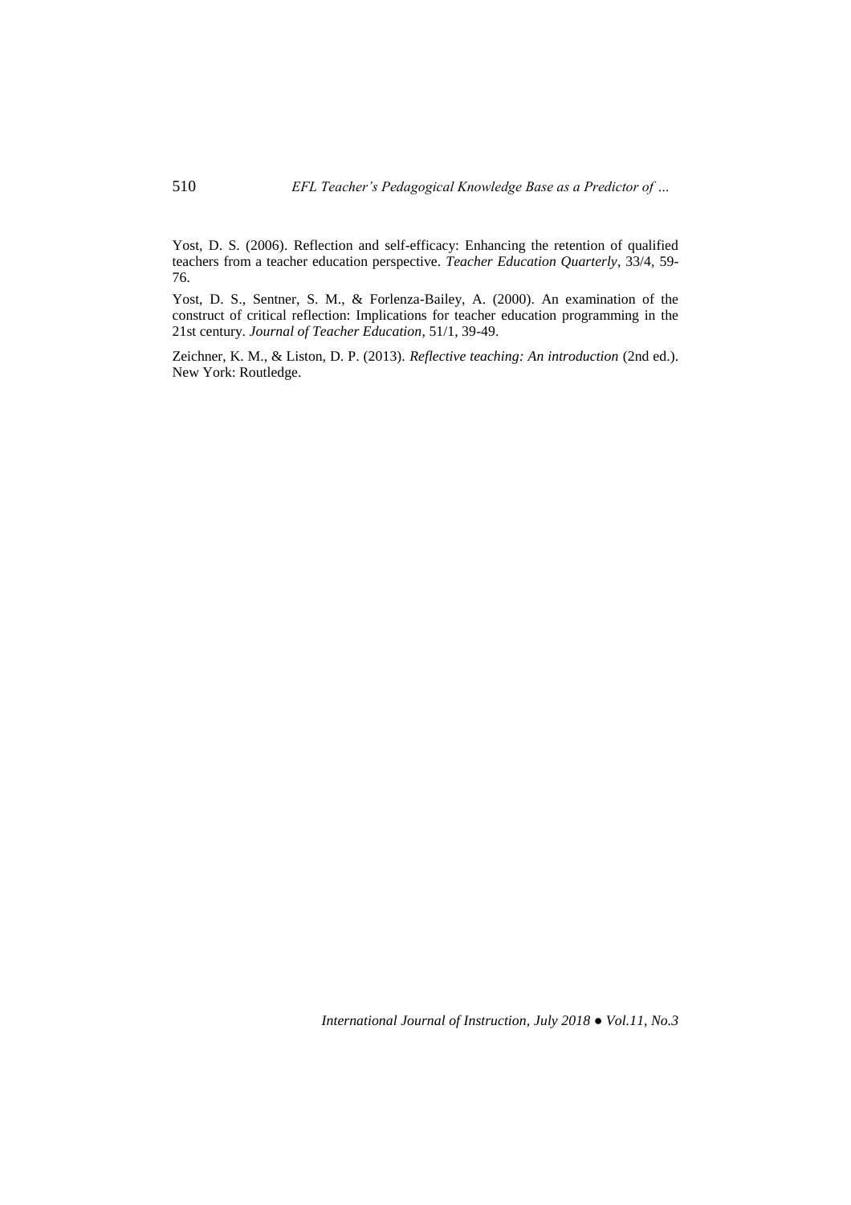Yost, D. S. (2006). Reflection and self-efficacy: Enhancing the retention of qualified teachers from a teacher education perspective. *Teacher Education Quarterly*, 33/4, 59-76.

Yost, D. S., Sentner, S. M., & Forlenza-Bailey, A. (2000). An examination of the construct of critical reflection: Implications for teacher education programming in the 21st century. *Journal of Teacher Education*, 51/1, 39-49.

Zeichner, K. M., & Liston, D. P. (2013). *Reflective teaching: An introduction* (2nd ed.). New York: Routledge.